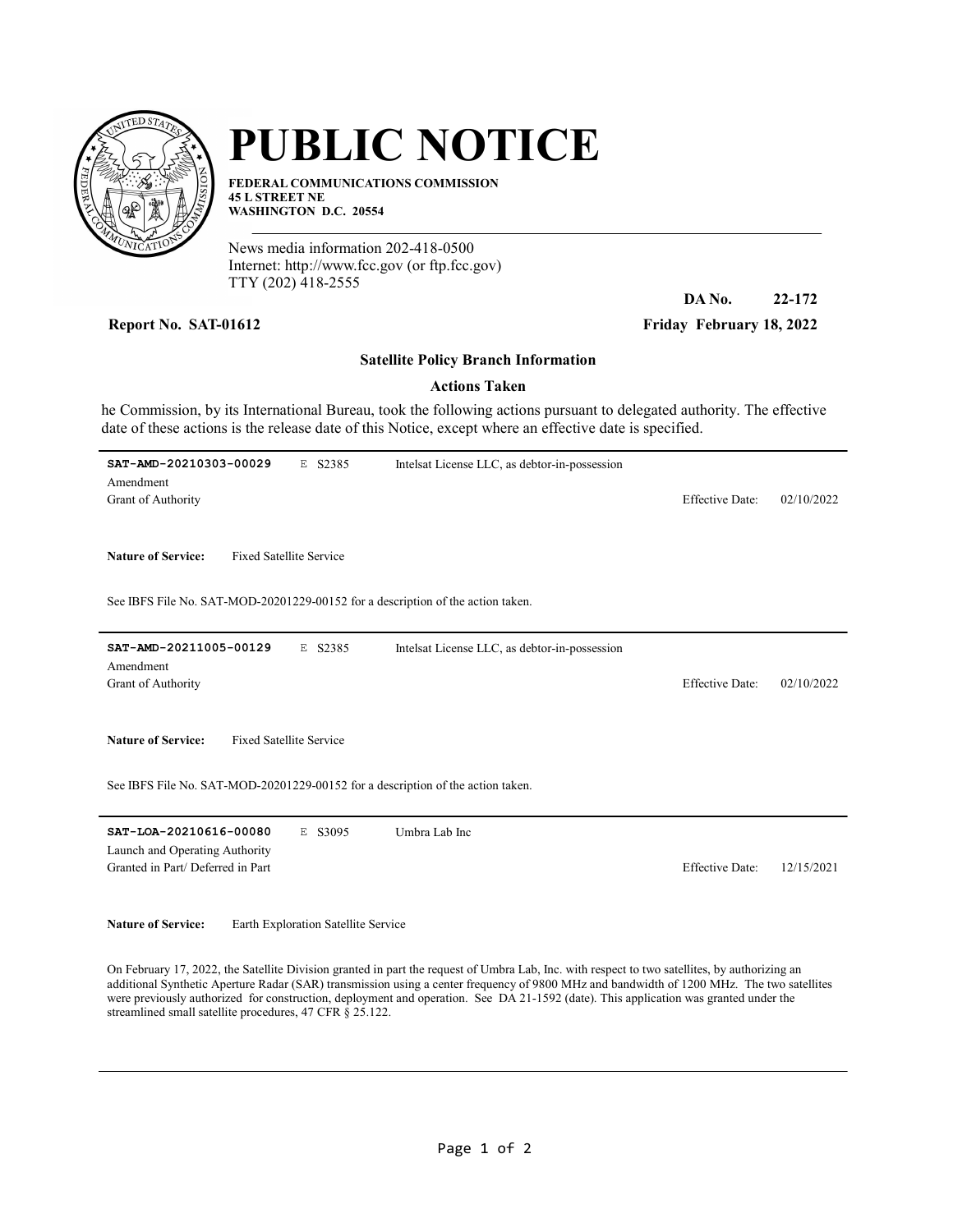# PUBLIC NOTICE

**FEDERAL COMMUNICATIONS COMMISSION**
**45 L STREET NE**
**WASHINGTON D.C. 20554**

News media information 202-418-0500
Internet: http://www.fcc.gov (or ftp.fcc.gov)
TTY (202) 418-2555

**DA No. 22-172**

**Report No. SAT-01612** **Friday February 18, 2022**

**Satellite Policy Branch Information**

**Actions Taken**

he Commission, by its International Bureau, took the following actions pursuant to delegated authority. The effective date of these actions is the release date of this Notice, except where an effective date is specified.

---

**SAT-AMD-20210303-00029** E S2385 Intelsat License LLC, as debtor-in-possession

Amendment

Grant of Authority Effective Date: 02/10/2022

**Nature of Service:** Fixed Satellite Service

See IBFS File No. SAT-MOD-20201229-00152 for a description of the action taken.

---

**SAT-AMD-20211005-00129** E S2385 Intelsat License LLC, as debtor-in-possession

Amendment

Grant of Authority Effective Date: 02/10/2022

**Nature of Service:** Fixed Satellite Service

See IBFS File No. SAT-MOD-20201229-00152 for a description of the action taken.

---

**SAT-LOA-20210616-00080** E S3095 Umbra Lab Inc

Launch and Operating Authority

Granted in Part/ Deferred in Part Effective Date: 12/15/2021

**Nature of Service:** Earth Exploration Satellite Service

On February 17, 2022, the Satellite Division granted in part the request of Umbra Lab, Inc. with respect to two satellites, by authorizing an additional Synthetic Aperture Radar (SAR) transmission using a center frequency of 9800 MHz and bandwidth of 1200 MHz. The two satellites were previously authorized for construction, deployment and operation. See DA 21-1592 (date). This application was granted under the streamlined small satellite procedures, 47 CFR § 25.122.

---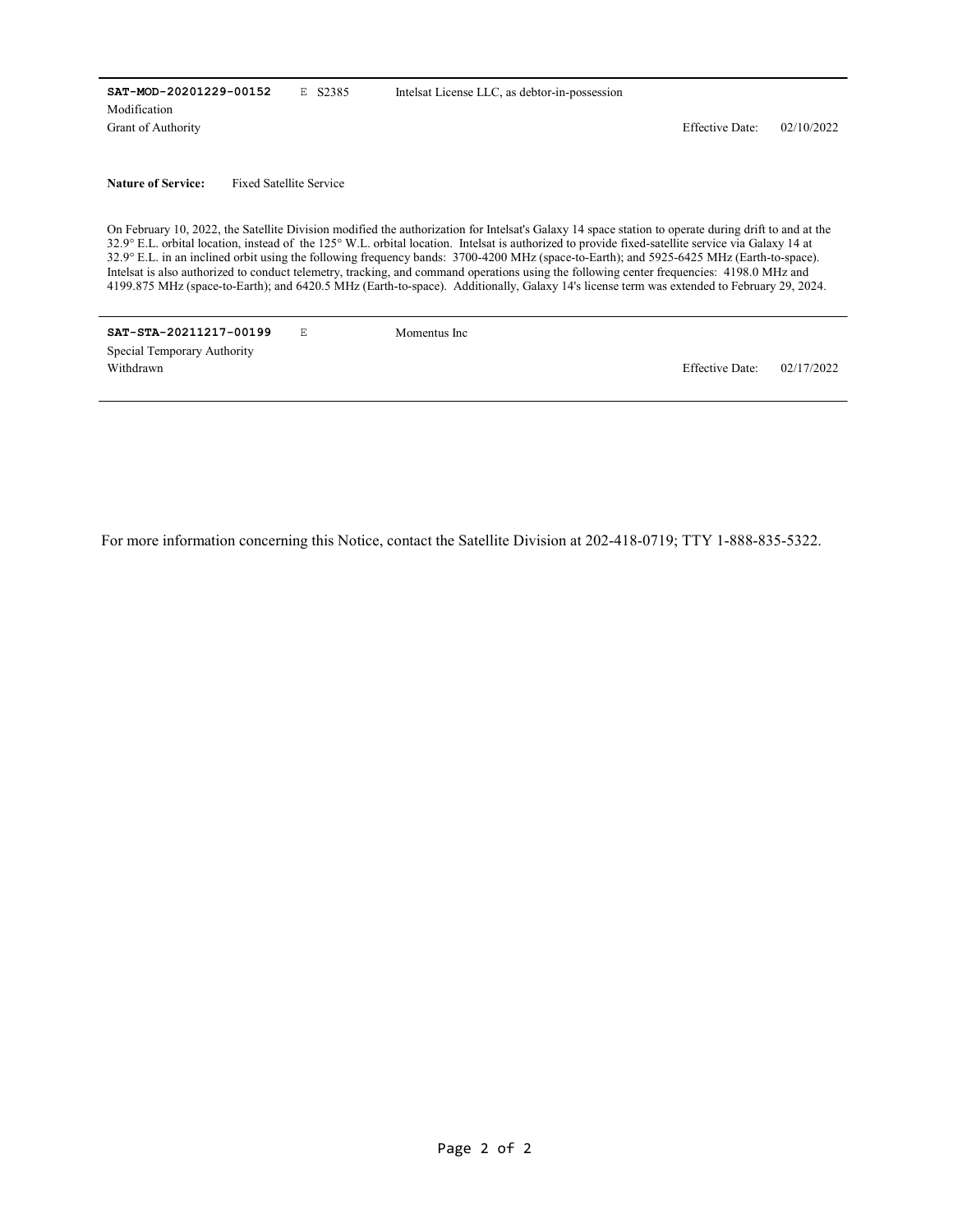**SAT-MOD-20201229-00152** E S2385 Intelsat License LLC, as debtor-in-possession

Modification

Grant of Authority Effective Date: 02/10/2022

**Nature of Service:** Fixed Satellite Service

On February 10, 2022, the Satellite Division modified the authorization for Intelsat's Galaxy 14 space station to operate during drift to and at the 32.9° E.L. orbital location, instead of the 125° W.L. orbital location. Intelsat is authorized to provide fixed-satellite service via Galaxy 14 at 32.9° E.L. in an inclined orbit using the following frequency bands: 3700-4200 MHz (space-to-Earth); and 5925-6425 MHz (Earth-to-space). Intelsat is also authorized to conduct telemetry, tracking, and command operations using the following center frequencies: 4198.0 MHz and 4199.875 MHz (space-to-Earth); and 6420.5 MHz (Earth-to-space). Additionally, Galaxy 14's license term was extended to February 29, 2024.

---

**SAT-STA-20211217-00199** E Momentus Inc

Special Temporary Authority

Withdrawn Effective Date: 02/17/2022

---

For more information concerning this Notice, contact the Satellite Division at 202-418-0719; TTY 1-888-835-5322.